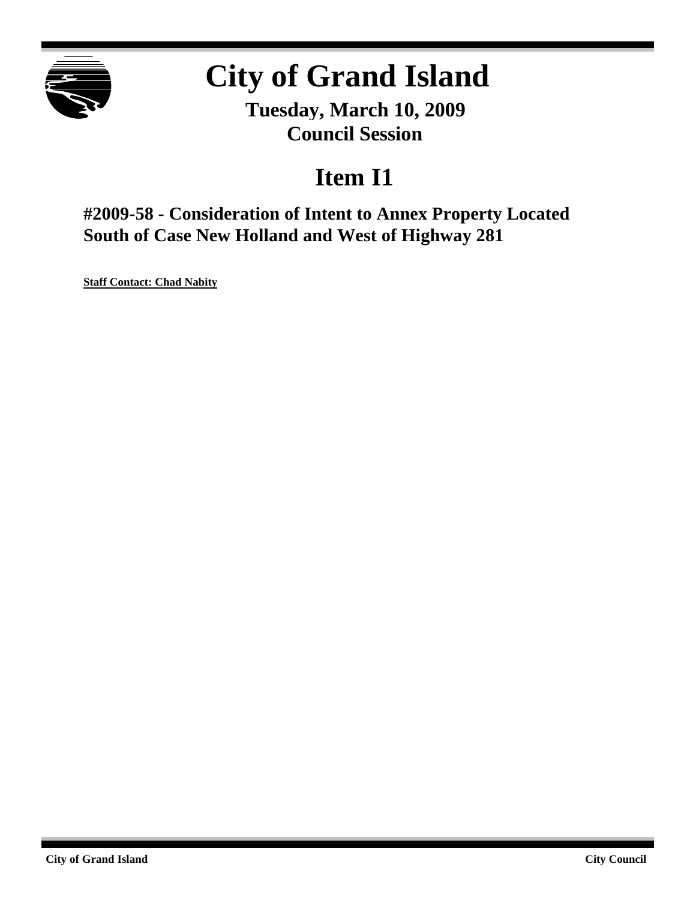# City of Grand Island

**Tuesday, March 10, 2009**
**Council Session**

## Item I1

### #2009-58 - Consideration of Intent to Annex Property Located South of Case New Holland and West of Highway 281

**Staff Contact: Chad Nabity**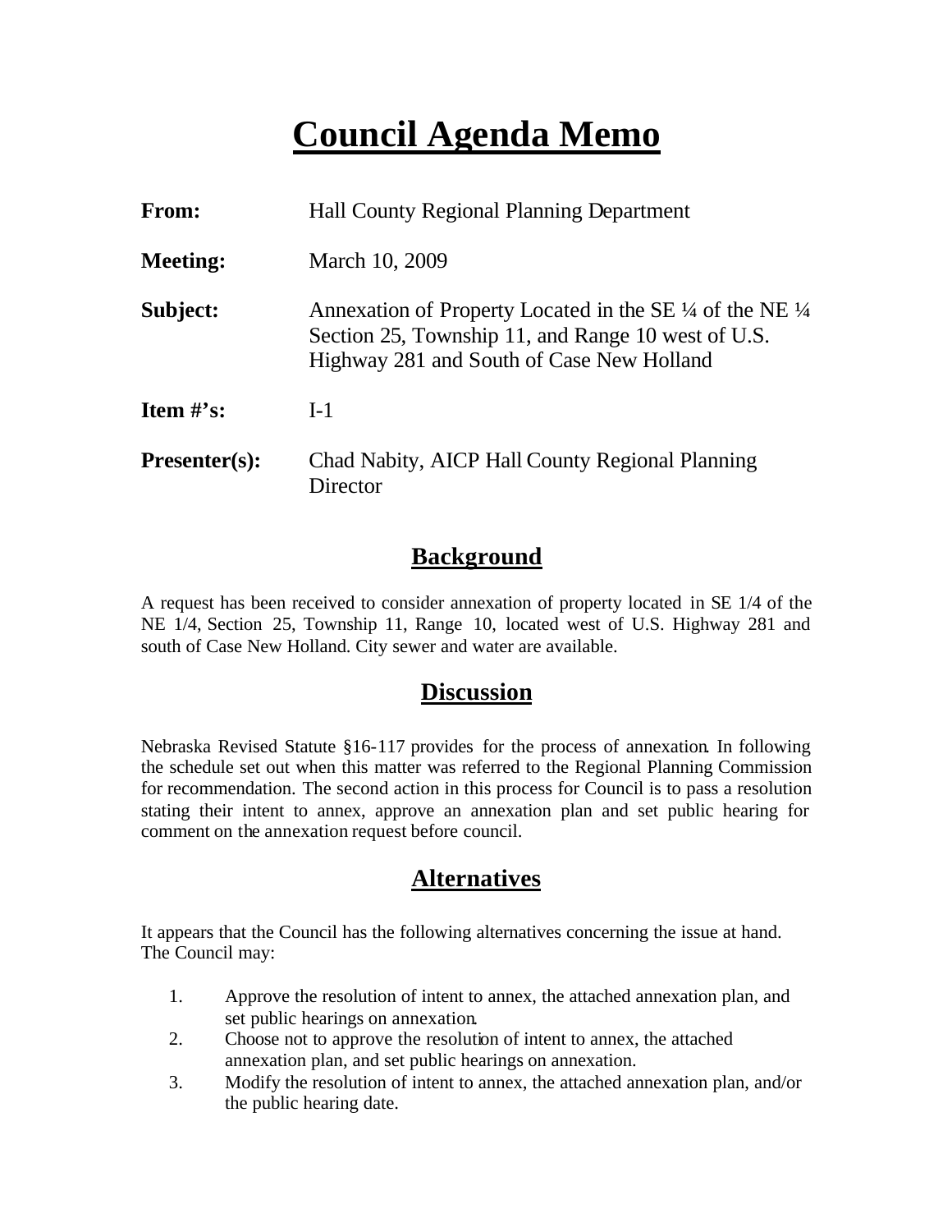# Council Agenda Memo

**From:** Hall County Regional Planning Department

**Meeting:** March 10, 2009

**Subject:** Annexation of Property Located in the SE ¼ of the NE ¼ Section 25, Township 11, and Range 10 west of U.S. Highway 281 and South of Case New Holland

**Item #'s:** I-1

**Presenter(s):** Chad Nabity, AICP Hall County Regional Planning Director

## Background

A request has been received to consider annexation of property located in SE 1/4 of the NE 1/4, Section 25, Township 11, Range 10, located west of U.S. Highway 281 and south of Case New Holland. City sewer and water are available.

## Discussion

Nebraska Revised Statute §16-117 provides for the process of annexation. In following the schedule set out when this matter was referred to the Regional Planning Commission for recommendation. The second action in this process for Council is to pass a resolution stating their intent to annex, approve an annexation plan and set public hearing for comment on the annexation request before council.

## Alternatives

It appears that the Council has the following alternatives concerning the issue at hand. The Council may:

1. Approve the resolution of intent to annex, the attached annexation plan, and set public hearings on annexation.
2. Choose not to approve the resolution of intent to annex, the attached annexation plan, and set public hearings on annexation.
3. Modify the resolution of intent to annex, the attached annexation plan, and/or the public hearing date.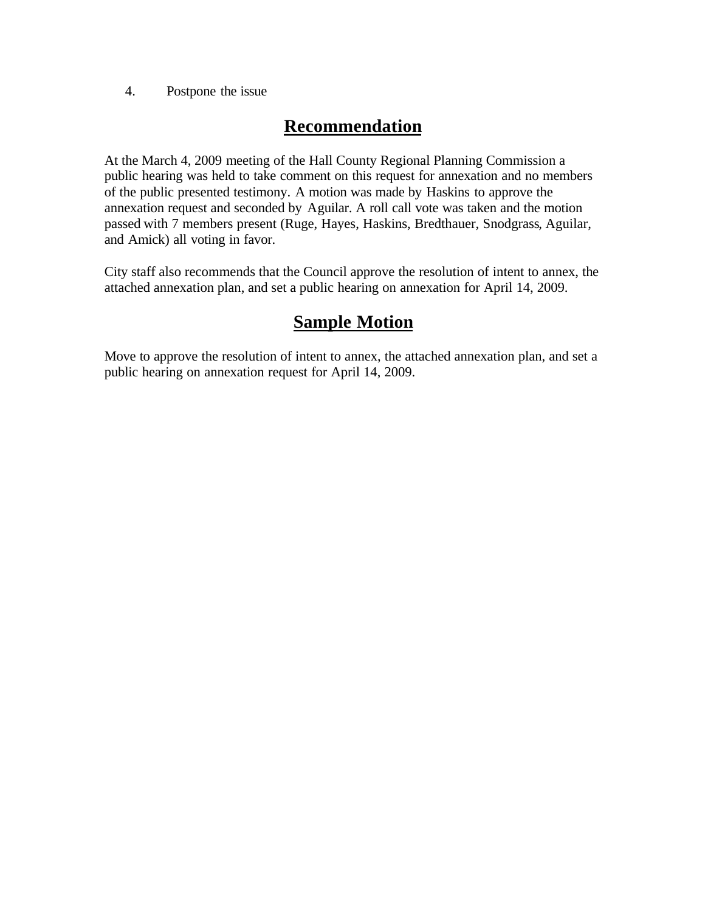4. Postpone the issue

## Recommendation

At the March 4, 2009 meeting of the Hall County Regional Planning Commission a public hearing was held to take comment on this request for annexation and no members of the public presented testimony. A motion was made by Haskins to approve the annexation request and seconded by Aguilar. A roll call vote was taken and the motion passed with 7 members present (Ruge, Hayes, Haskins, Bredthauer, Snodgrass, Aguilar, and Amick) all voting in favor.

City staff also recommends that the Council approve the resolution of intent to annex, the attached annexation plan, and set a public hearing on annexation for April 14, 2009.

## Sample Motion

Move to approve the resolution of intent to annex, the attached annexation plan, and set a public hearing on annexation request for April 14, 2009.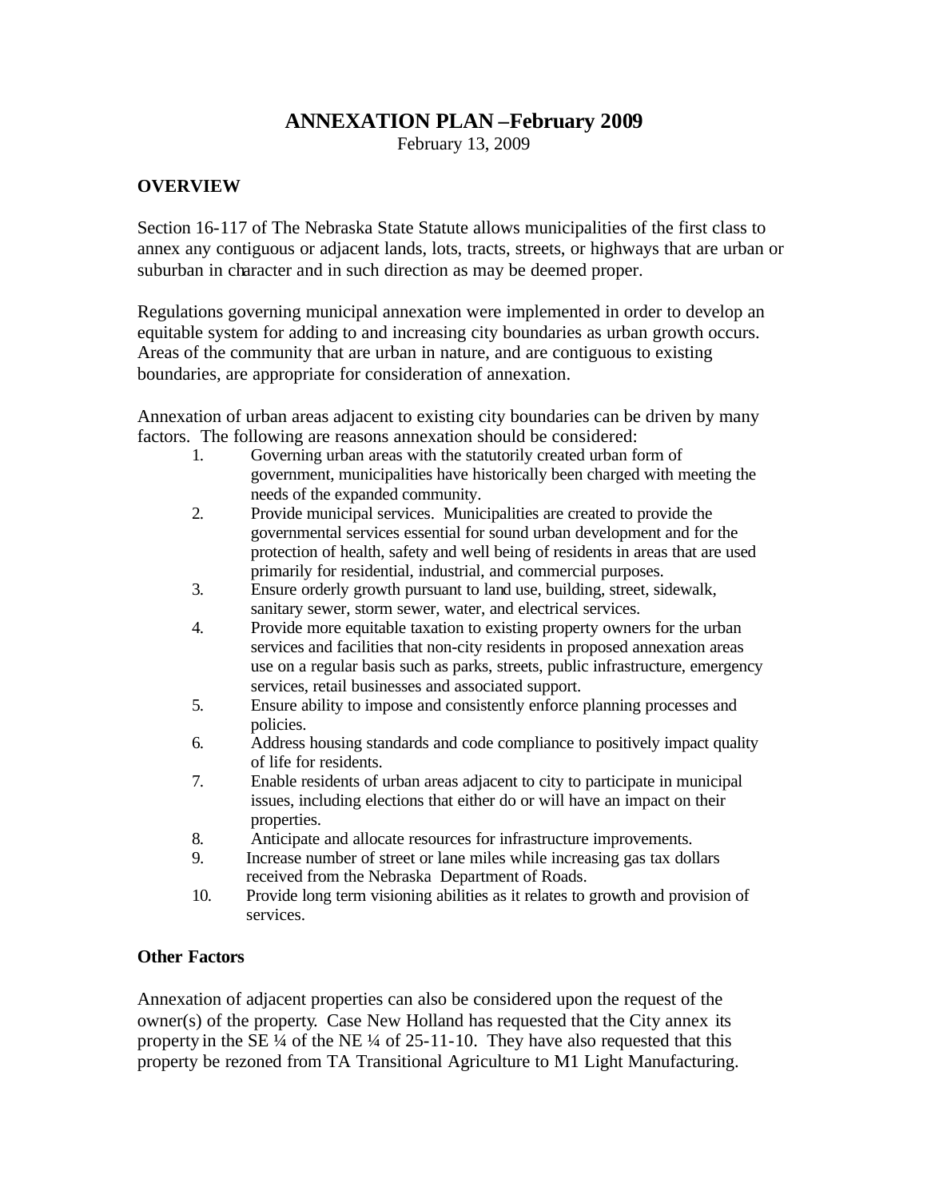# ANNEXATION PLAN –February 2009

February 13, 2009

**OVERVIEW**

Section 16-117 of The Nebraska State Statute allows municipalities of the first class to annex any contiguous or adjacent lands, lots, tracts, streets, or highways that are urban or suburban in character and in such direction as may be deemed proper.

Regulations governing municipal annexation were implemented in order to develop an equitable system for adding to and increasing city boundaries as urban growth occurs. Areas of the community that are urban in nature, and are contiguous to existing boundaries, are appropriate for consideration of annexation.

Annexation of urban areas adjacent to existing city boundaries can be driven by many factors. The following are reasons annexation should be considered:

1. Governing urban areas with the statutorily created urban form of government, municipalities have historically been charged with meeting the needs of the expanded community.
2. Provide municipal services. Municipalities are created to provide the governmental services essential for sound urban development and for the protection of health, safety and well being of residents in areas that are used primarily for residential, industrial, and commercial purposes.
3. Ensure orderly growth pursuant to land use, building, street, sidewalk, sanitary sewer, storm sewer, water, and electrical services.
4. Provide more equitable taxation to existing property owners for the urban services and facilities that non-city residents in proposed annexation areas use on a regular basis such as parks, streets, public infrastructure, emergency services, retail businesses and associated support.
5. Ensure ability to impose and consistently enforce planning processes and policies.
6. Address housing standards and code compliance to positively impact quality of life for residents.
7. Enable residents of urban areas adjacent to city to participate in municipal issues, including elections that either do or will have an impact on their properties.
8. Anticipate and allocate resources for infrastructure improvements.
9. Increase number of street or lane miles while increasing gas tax dollars received from the Nebraska Department of Roads.
10. Provide long term visioning abilities as it relates to growth and provision of services.

**Other Factors**

Annexation of adjacent properties can also be considered upon the request of the owner(s) of the property. Case New Holland has requested that the City annex its property in the SE ¼ of the NE ¼ of 25-11-10. They have also requested that this property be rezoned from TA Transitional Agriculture to M1 Light Manufacturing.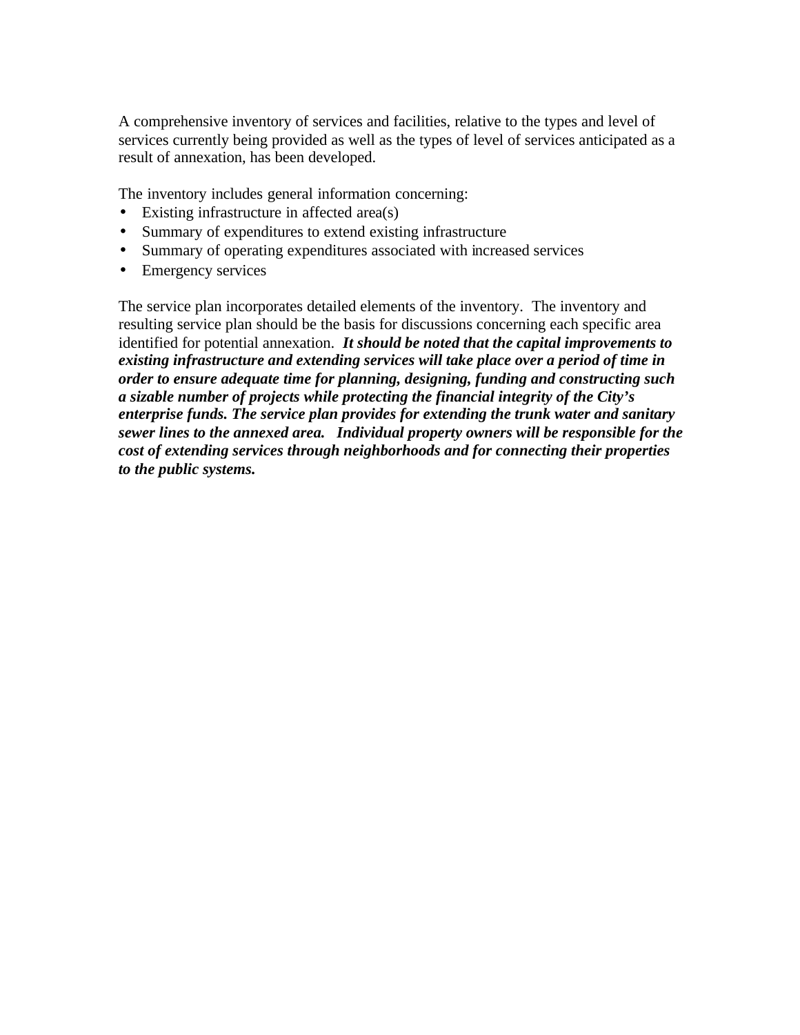A comprehensive inventory of services and facilities, relative to the types and level of services currently being provided as well as the types of level of services anticipated as a result of annexation, has been developed.

The inventory includes general information concerning:

- Existing infrastructure in affected area(s)
- Summary of expenditures to extend existing infrastructure
- Summary of operating expenditures associated with increased services
- Emergency services

The service plan incorporates detailed elements of the inventory. The inventory and resulting service plan should be the basis for discussions concerning each specific area identified for potential annexation. ***It should be noted that the capital improvements to existing infrastructure and extending services will take place over a period of time in order to ensure adequate time for planning, designing, funding and constructing such a sizable number of projects while protecting the financial integrity of the City's enterprise funds. The service plan provides for extending the trunk water and sanitary sewer lines to the annexed area. Individual property owners will be responsible for the cost of extending services through neighborhoods and for connecting their properties to the public systems.***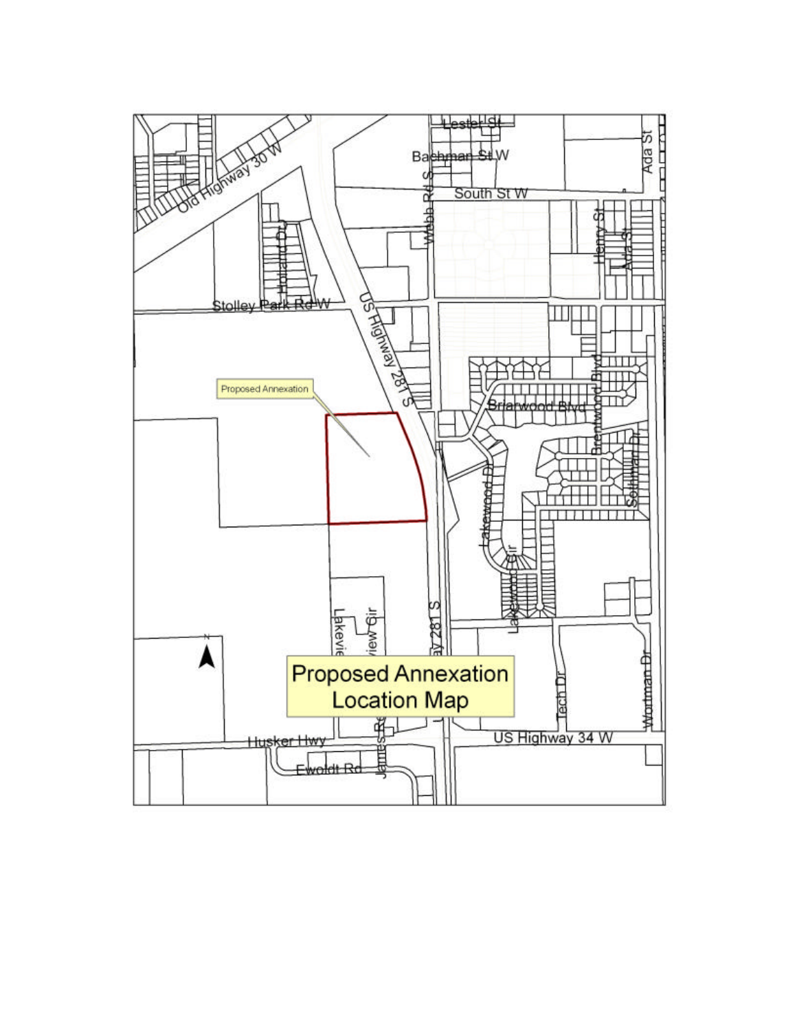Proposed Annexation Location Map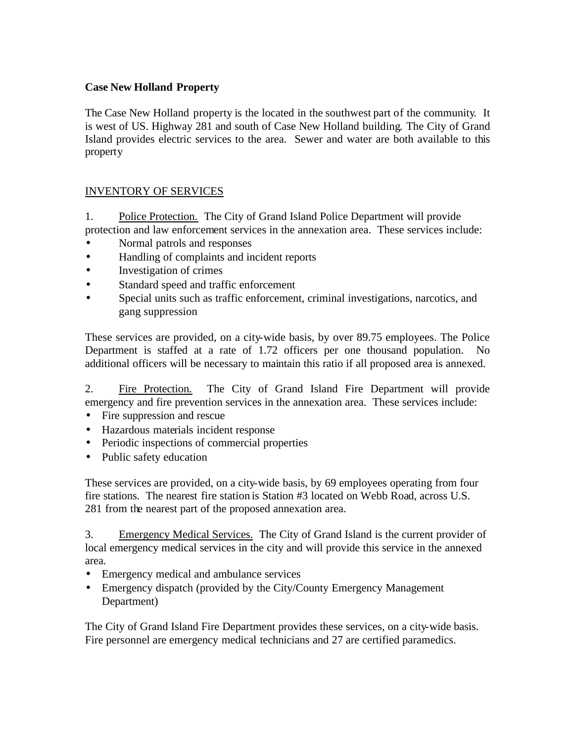**Case New Holland Property**

The Case New Holland property is the located in the southwest part of the community. It is west of US. Highway 281 and south of Case New Holland building. The City of Grand Island provides electric services to the area. Sewer and water are both available to this property

INVENTORY OF SERVICES

1. Police Protection. The City of Grand Island Police Department will provide protection and law enforcement services in the annexation area. These services include:

- Normal patrols and responses
- Handling of complaints and incident reports
- Investigation of crimes
- Standard speed and traffic enforcement
- Special units such as traffic enforcement, criminal investigations, narcotics, and gang suppression

These services are provided, on a city-wide basis, by over 89.75 employees. The Police Department is staffed at a rate of 1.72 officers per one thousand population. No additional officers will be necessary to maintain this ratio if all proposed area is annexed.

2. Fire Protection. The City of Grand Island Fire Department will provide emergency and fire prevention services in the annexation area. These services include:

- Fire suppression and rescue
- Hazardous materials incident response
- Periodic inspections of commercial properties
- Public safety education

These services are provided, on a city-wide basis, by 69 employees operating from four fire stations. The nearest fire station is Station #3 located on Webb Road, across U.S. 281 from the nearest part of the proposed annexation area.

3. Emergency Medical Services. The City of Grand Island is the current provider of local emergency medical services in the city and will provide this service in the annexed area.

- Emergency medical and ambulance services
- Emergency dispatch (provided by the City/County Emergency Management Department)

The City of Grand Island Fire Department provides these services, on a city-wide basis. Fire personnel are emergency medical technicians and 27 are certified paramedics.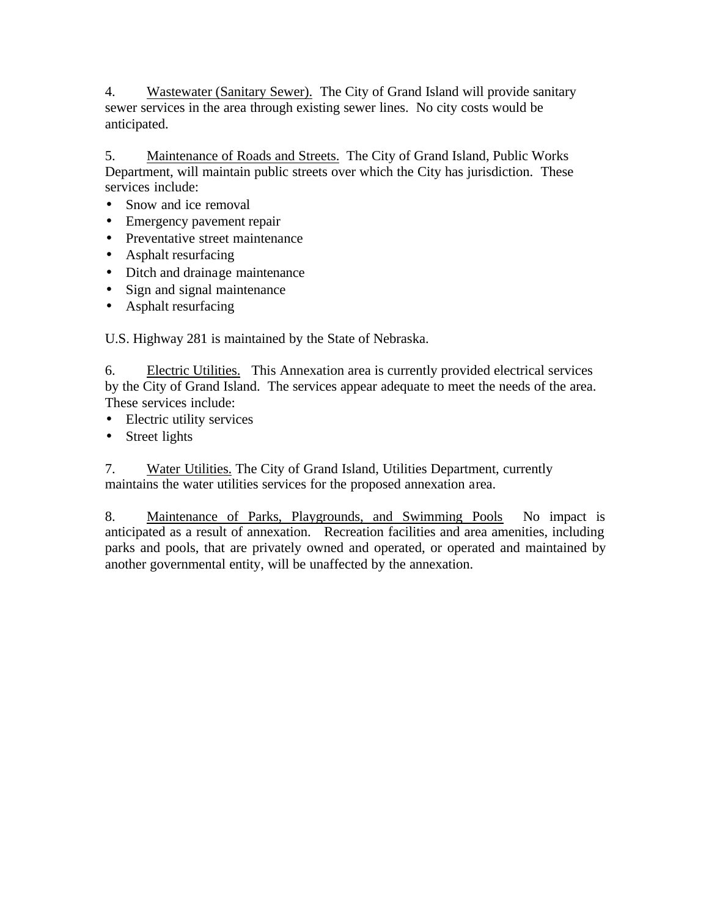4. <u>Wastewater (Sanitary Sewer).</u> The City of Grand Island will provide sanitary sewer services in the area through existing sewer lines. No city costs would be anticipated.

5. <u>Maintenance of Roads and Streets.</u> The City of Grand Island, Public Works Department, will maintain public streets over which the City has jurisdiction. These services include:

- Snow and ice removal
- Emergency pavement repair
- Preventative street maintenance
- Asphalt resurfacing
- Ditch and drainage maintenance
- Sign and signal maintenance
- Asphalt resurfacing

U.S. Highway 281 is maintained by the State of Nebraska.

6. <u>Electric Utilities.</u> This Annexation area is currently provided electrical services by the City of Grand Island. The services appear adequate to meet the needs of the area. These services include:

- Electric utility services
- Street lights

7. <u>Water Utilities.</u> The City of Grand Island, Utilities Department, currently maintains the water utilities services for the proposed annexation area.

8. <u>Maintenance of Parks, Playgrounds, and Swimming Pools</u> No impact is anticipated as a result of annexation. Recreation facilities and area amenities, including parks and pools, that are privately owned and operated, or operated and maintained by another governmental entity, will be unaffected by the annexation.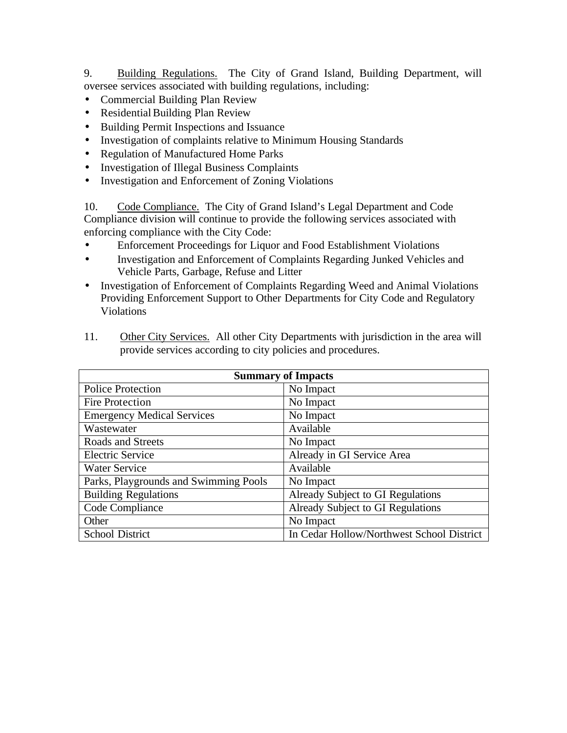9. <u>Building Regulations.</u> The City of Grand Island, Building Department, will oversee services associated with building regulations, including:

- Commercial Building Plan Review
- Residential Building Plan Review
- Building Permit Inspections and Issuance
- Investigation of complaints relative to Minimum Housing Standards
- Regulation of Manufactured Home Parks
- Investigation of Illegal Business Complaints
- Investigation and Enforcement of Zoning Violations

10. <u>Code Compliance.</u> The City of Grand Island's Legal Department and Code Compliance division will continue to provide the following services associated with enforcing compliance with the City Code:

- Enforcement Proceedings for Liquor and Food Establishment Violations
- Investigation and Enforcement of Complaints Regarding Junked Vehicles and Vehicle Parts, Garbage, Refuse and Litter
- Investigation of Enforcement of Complaints Regarding Weed and Animal Violations Providing Enforcement Support to Other Departments for City Code and Regulatory Violations

11. <u>Other City Services.</u> All other City Departments with jurisdiction in the area will provide services according to city policies and procedures.

| **Summary of Impacts** | |
|---|---|
| Police Protection | No Impact |
| Fire Protection | No Impact |
| Emergency Medical Services | No Impact |
| Wastewater | Available |
| Roads and Streets | No Impact |
| Electric Service | Already in GI Service Area |
| Water Service | Available |
| Parks, Playgrounds and Swimming Pools | No Impact |
| Building Regulations | Already Subject to GI Regulations |
| Code Compliance | Already Subject to GI Regulations |
| Other | No Impact |
| School District | In Cedar Hollow/Northwest School District |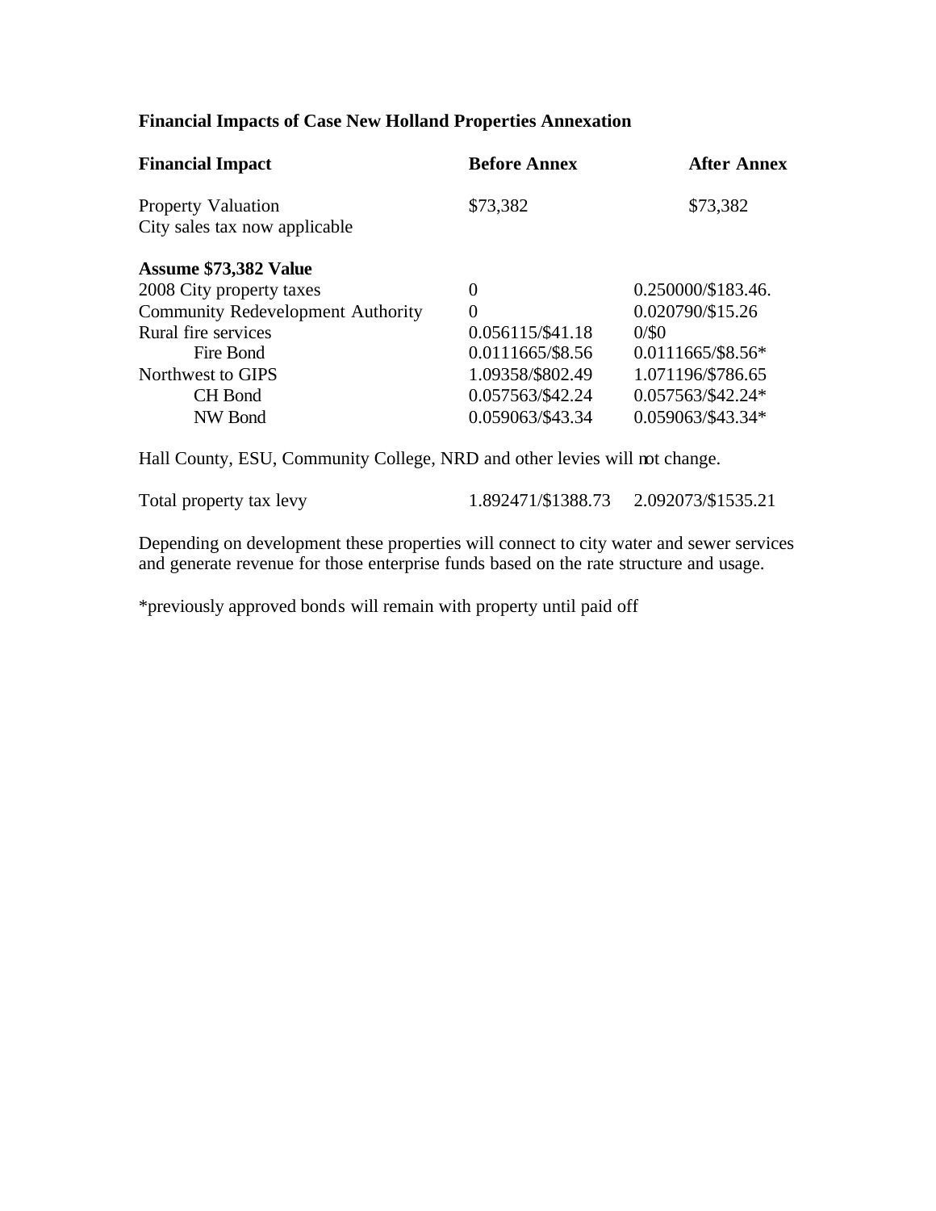**Financial Impacts of Case New Holland Properties Annexation**

| **Financial Impact** | **Before Annex** | **After Annex** |
|---|---|---|
| Property Valuation | \$73,382 | \$73,382 |
| City sales tax now applicable | | |
| **Assume \$73,382 Value** | | |
| 2008 City property taxes | 0 | 0.250000/\$183.46. |
| Community Redevelopment Authority | 0 | 0.020790/\$15.26 |
| Rural fire services | 0.056115/\$41.18 | 0/\$0 |
| Fire Bond | 0.0111665/\$8.56 | 0.0111665/\$8.56* |
| Northwest to GIPS | 1.09358/\$802.49 | 1.071196/\$786.65 |
| CH Bond | 0.057563/\$42.24 | 0.057563/\$42.24* |
| NW Bond | 0.059063/\$43.34 | 0.059063/\$43.34* |

Hall County, ESU, Community College, NRD and other levies will not change.

| | | |
|---|---|---|
| Total property tax levy | 1.892471/\$1388.73 | 2.092073/\$1535.21 |

Depending on development these properties will connect to city water and sewer services and generate revenue for those enterprise funds based on the rate structure and usage.

*previously approved bonds will remain with property until paid off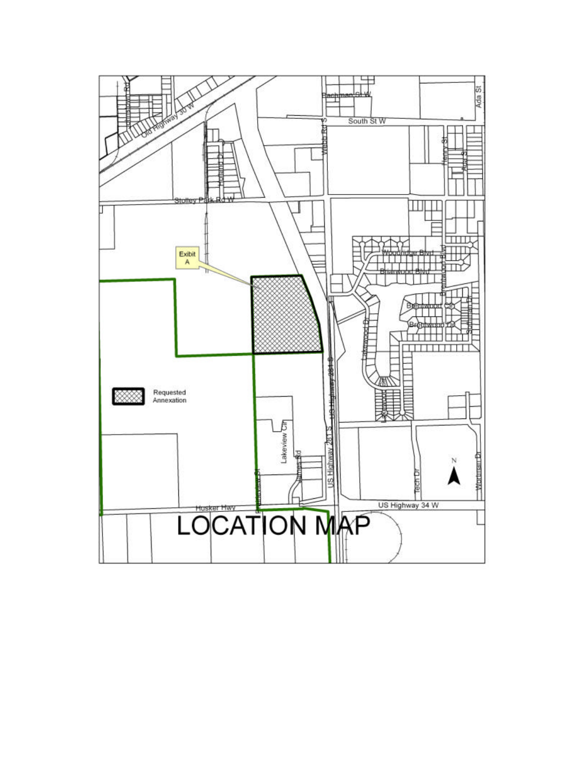# LOCATION MAP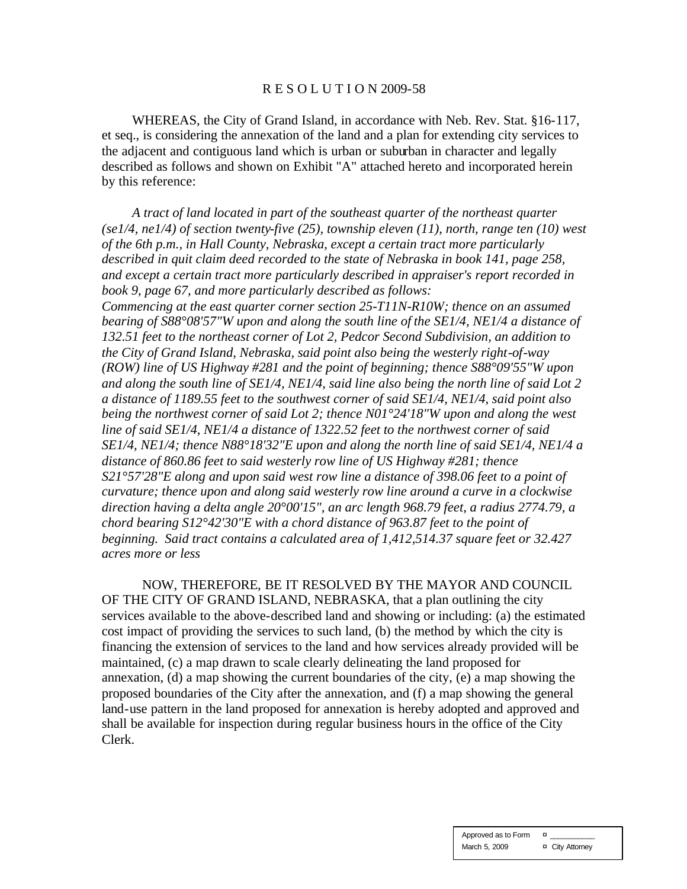R E S O L U T I O N 2009-58

WHEREAS, the City of Grand Island, in accordance with Neb. Rev. Stat. §16-117, et seq., is considering the annexation of the land and a plan for extending city services to the adjacent and contiguous land which is urban or suburban in character and legally described as follows and shown on Exhibit "A" attached hereto and incorporated herein by this reference:

*A tract of land located in part of the southeast quarter of the northeast quarter (se1/4, ne1/4) of section twenty-five (25), township eleven (11), north, range ten (10) west of the 6th p.m., in Hall County, Nebraska, except a certain tract more particularly described in quit claim deed recorded to the state of Nebraska in book 141, page 258, and except a certain tract more particularly described in appraiser's report recorded in book 9, page 67, and more particularly described as follows:*
*Commencing at the east quarter corner section 25-T11N-R10W; thence on an assumed bearing of S88°08'57"W upon and along the south line of the SE1/4, NE1/4 a distance of 132.51 feet to the northeast corner of Lot 2, Pedcor Second Subdivision, an addition to the City of Grand Island, Nebraska, said point also being the westerly right-of-way (ROW) line of US Highway #281 and the point of beginning; thence S88°09'55"W upon and along the south line of SE1/4, NE1/4, said line also being the north line of said Lot 2 a distance of 1189.55 feet to the southwest corner of said SE1/4, NE1/4, said point also being the northwest corner of said Lot 2; thence N01°24'18"W upon and along the west line of said SE1/4, NE1/4 a distance of 1322.52 feet to the northwest corner of said SE1/4, NE1/4; thence N88°18'32"E upon and along the north line of said SE1/4, NE1/4 a distance of 860.86 feet to said westerly row line of US Highway #281; thence S21°57'28"E along and upon said west row line a distance of 398.06 feet to a point of curvature; thence upon and along said westerly row line around a curve in a clockwise direction having a delta angle 20°00'15", an arc length 968.79 feet, a radius 2774.79, a chord bearing S12°42'30"E with a chord distance of 963.87 feet to the point of beginning. Said tract contains a calculated area of 1,412,514.37 square feet or 32.427 acres more or less*

NOW, THEREFORE, BE IT RESOLVED BY THE MAYOR AND COUNCIL OF THE CITY OF GRAND ISLAND, NEBRASKA, that a plan outlining the city services available to the above-described land and showing or including: (a) the estimated cost impact of providing the services to such land, (b) the method by which the city is financing the extension of services to the land and how services already provided will be maintained, (c) a map drawn to scale clearly delineating the land proposed for annexation, (d) a map showing the current boundaries of the city, (e) a map showing the proposed boundaries of the City after the annexation, and (f) a map showing the general land-use pattern in the land proposed for annexation is hereby adopted and approved and shall be available for inspection during regular business hours in the office of the City Clerk.

| Approved as to Form | ¤ ___________ |
|---|---|
| March 5, 2009 | ¤ City Attorney |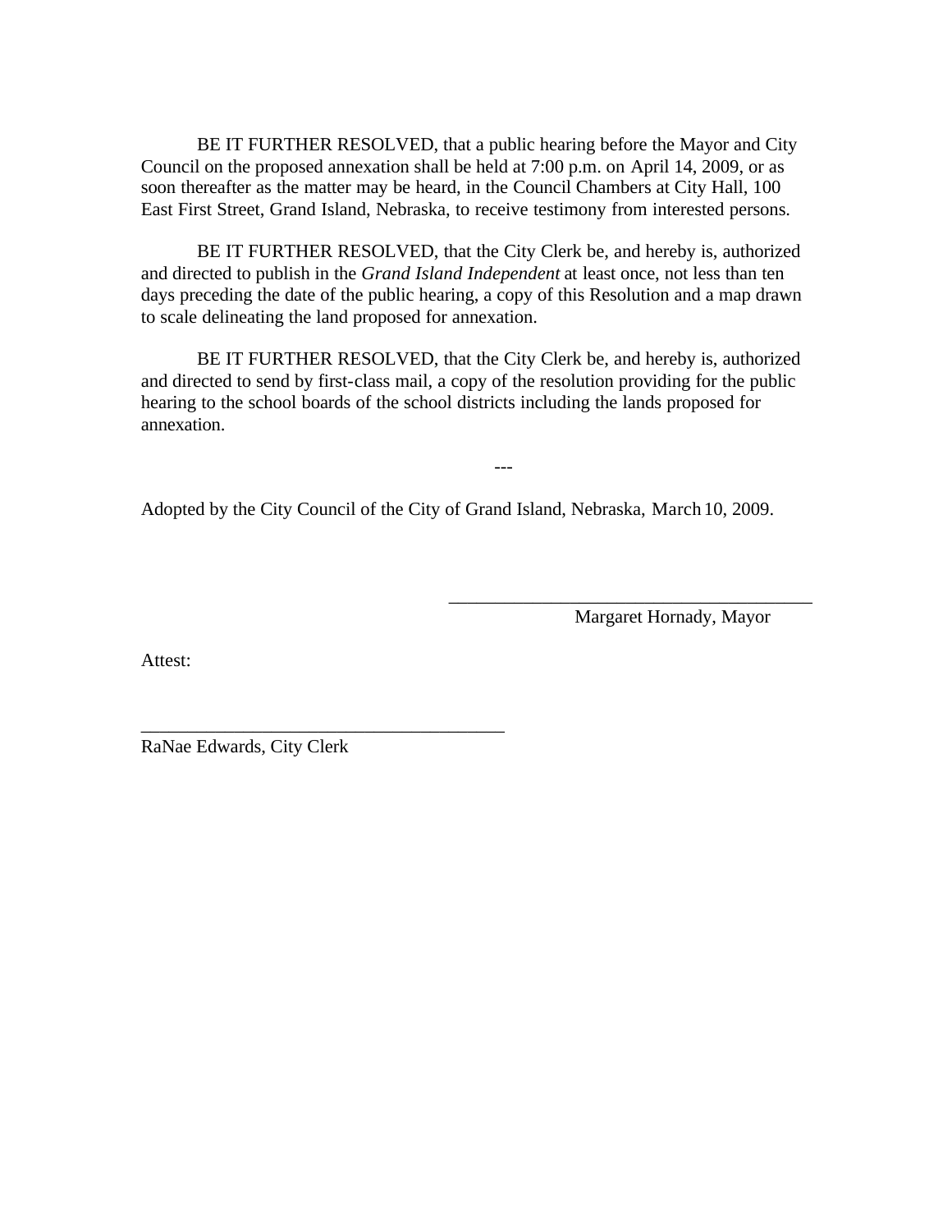BE IT FURTHER RESOLVED, that a public hearing before the Mayor and City Council on the proposed annexation shall be held at 7:00 p.m. on April 14, 2009, or as soon thereafter as the matter may be heard, in the Council Chambers at City Hall, 100 East First Street, Grand Island, Nebraska, to receive testimony from interested persons.

BE IT FURTHER RESOLVED, that the City Clerk be, and hereby is, authorized and directed to publish in the *Grand Island Independent* at least once, not less than ten days preceding the date of the public hearing, a copy of this Resolution and a map drawn to scale delineating the land proposed for annexation.

BE IT FURTHER RESOLVED, that the City Clerk be, and hereby is, authorized and directed to send by first-class mail, a copy of the resolution providing for the public hearing to the school boards of the school districts including the lands proposed for annexation.

---

Adopted by the City Council of the City of Grand Island, Nebraska, March 10, 2009.

_______________________________________
Margaret Hornady, Mayor

Attest:

_______________________________________
RaNae Edwards, City Clerk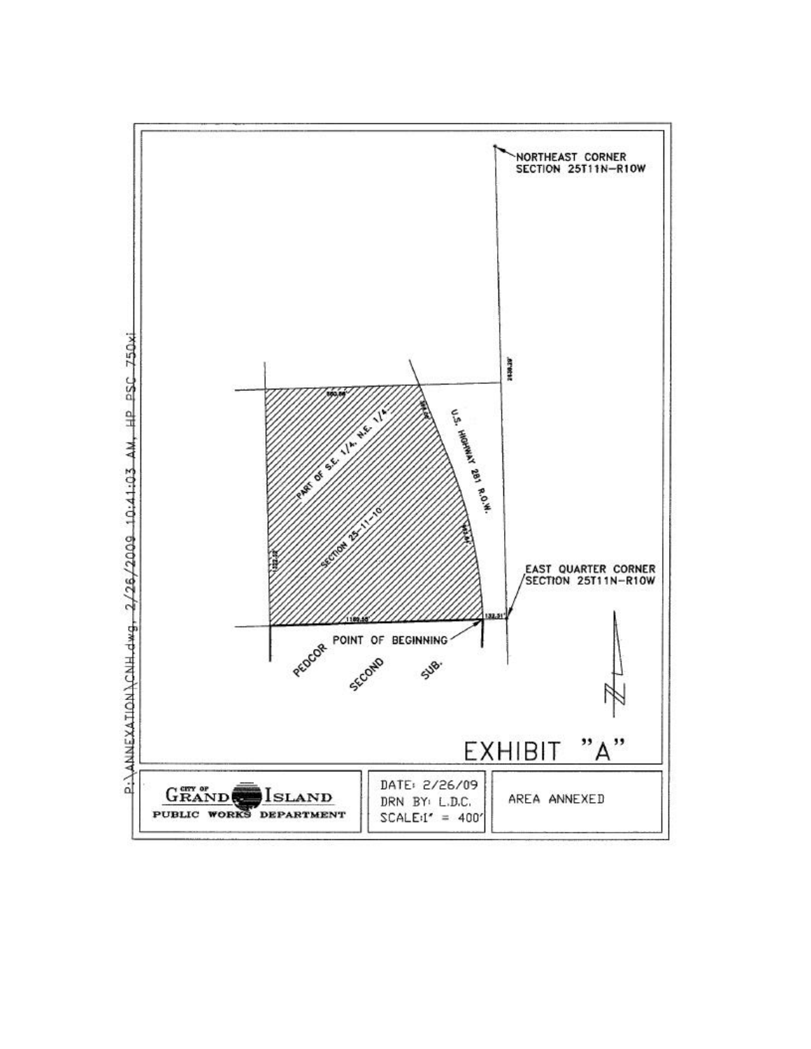P:\ANNEXATION\CNH.dwg, 2/26/2009 10:41:03 AM, HP PSC 750xi

NORTHEAST CORNER
SECTION 25T11N-R10W

PART OF S.E. 1/4, N.E. 1/4

SECTION 25-11-10

U.S. HIGHWAY 281 R.O.W.

EAST QUARTER CORNER
SECTION 25T11N-R10W

POINT OF BEGINNING

PEDCOR SECOND SUB.

# EXHIBIT "A"

CITY OF GRAND ISLAND
PUBLIC WORKS DEPARTMENT

DATE: 2/26/09
DRN BY: L.D.C.
SCALE:1" = 400'

AREA ANNEXED